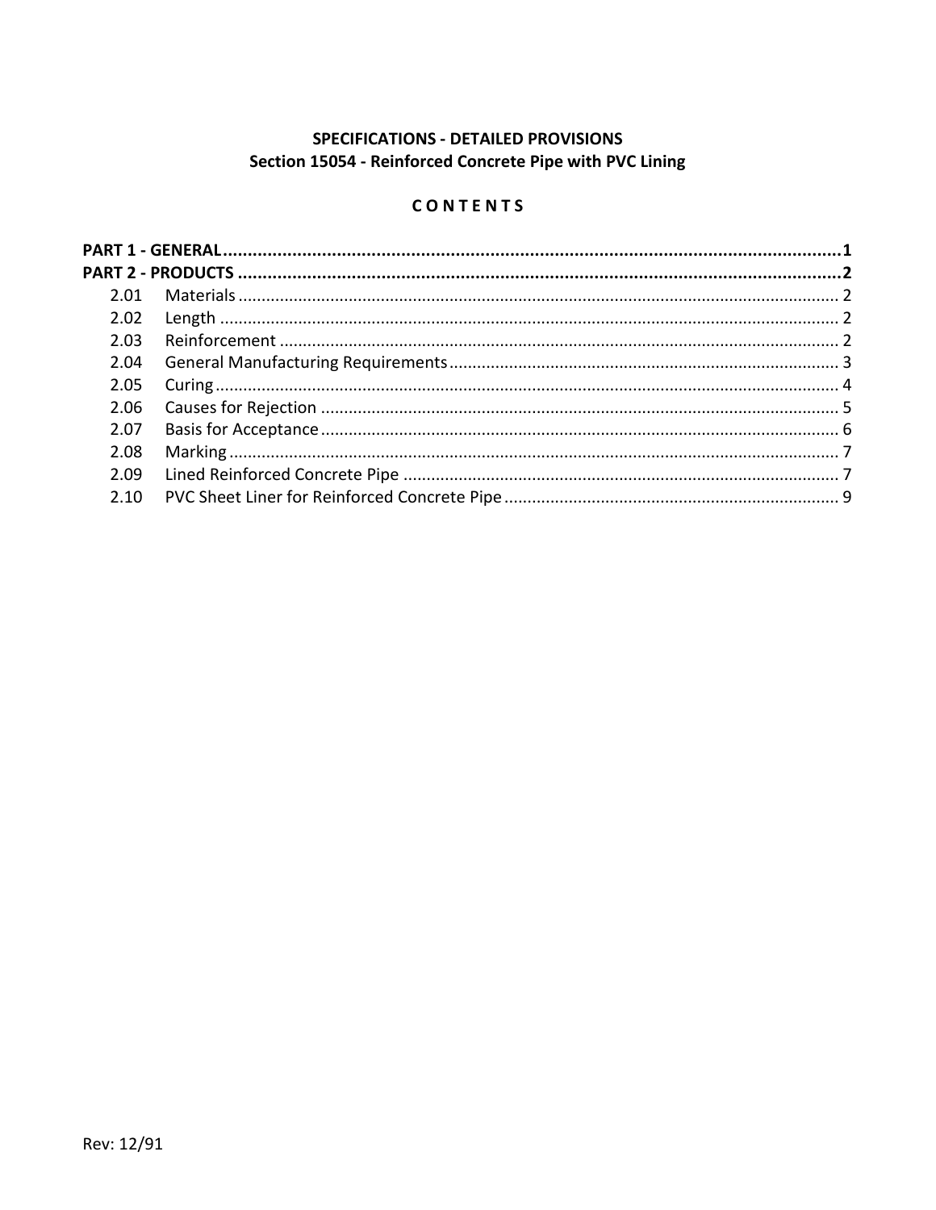**SPECIFICATIONS - DETAILED PROVISIONS**
**Section 15054 - Reinforced Concrete Pipe with PVC Lining**

**C O N T E N T S**

**PART 1 - GENERAL ........................................................ 1**
**PART 2 - PRODUCTS ........................................................ 2**

- 2.01 Materials ........................................................ 2
- 2.02 Length ........................................................ 2
- 2.03 Reinforcement ........................................................ 2
- 2.04 General Manufacturing Requirements ........................................................ 3
- 2.05 Curing ........................................................ 4
- 2.06 Causes for Rejection ........................................................ 5
- 2.07 Basis for Acceptance ........................................................ 6
- 2.08 Marking ........................................................ 7
- 2.09 Lined Reinforced Concrete Pipe ........................................................ 7
- 2.10 PVC Sheet Liner for Reinforced Concrete Pipe ........................................................ 9

Rev: 12/91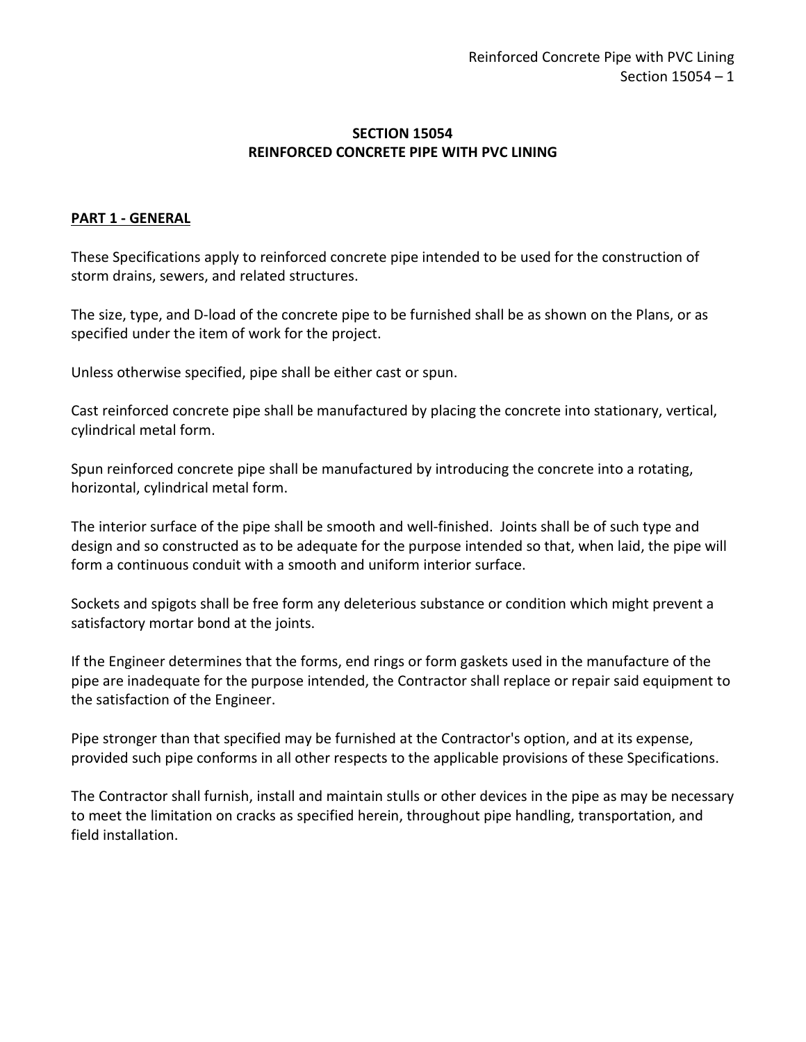# SECTION 15054
# REINFORCED CONCRETE PIPE WITH PVC LINING

## PART 1 - GENERAL

These Specifications apply to reinforced concrete pipe intended to be used for the construction of storm drains, sewers, and related structures.

The size, type, and D-load of the concrete pipe to be furnished shall be as shown on the Plans, or as specified under the item of work for the project.

Unless otherwise specified, pipe shall be either cast or spun.

Cast reinforced concrete pipe shall be manufactured by placing the concrete into stationary, vertical, cylindrical metal form.

Spun reinforced concrete pipe shall be manufactured by introducing the concrete into a rotating, horizontal, cylindrical metal form.

The interior surface of the pipe shall be smooth and well-finished. Joints shall be of such type and design and so constructed as to be adequate for the purpose intended so that, when laid, the pipe will form a continuous conduit with a smooth and uniform interior surface.

Sockets and spigots shall be free form any deleterious substance or condition which might prevent a satisfactory mortar bond at the joints.

If the Engineer determines that the forms, end rings or form gaskets used in the manufacture of the pipe are inadequate for the purpose intended, the Contractor shall replace or repair said equipment to the satisfaction of the Engineer.

Pipe stronger than that specified may be furnished at the Contractor's option, and at its expense, provided such pipe conforms in all other respects to the applicable provisions of these Specifications.

The Contractor shall furnish, install and maintain stulls or other devices in the pipe as may be necessary to meet the limitation on cracks as specified herein, throughout pipe handling, transportation, and field installation.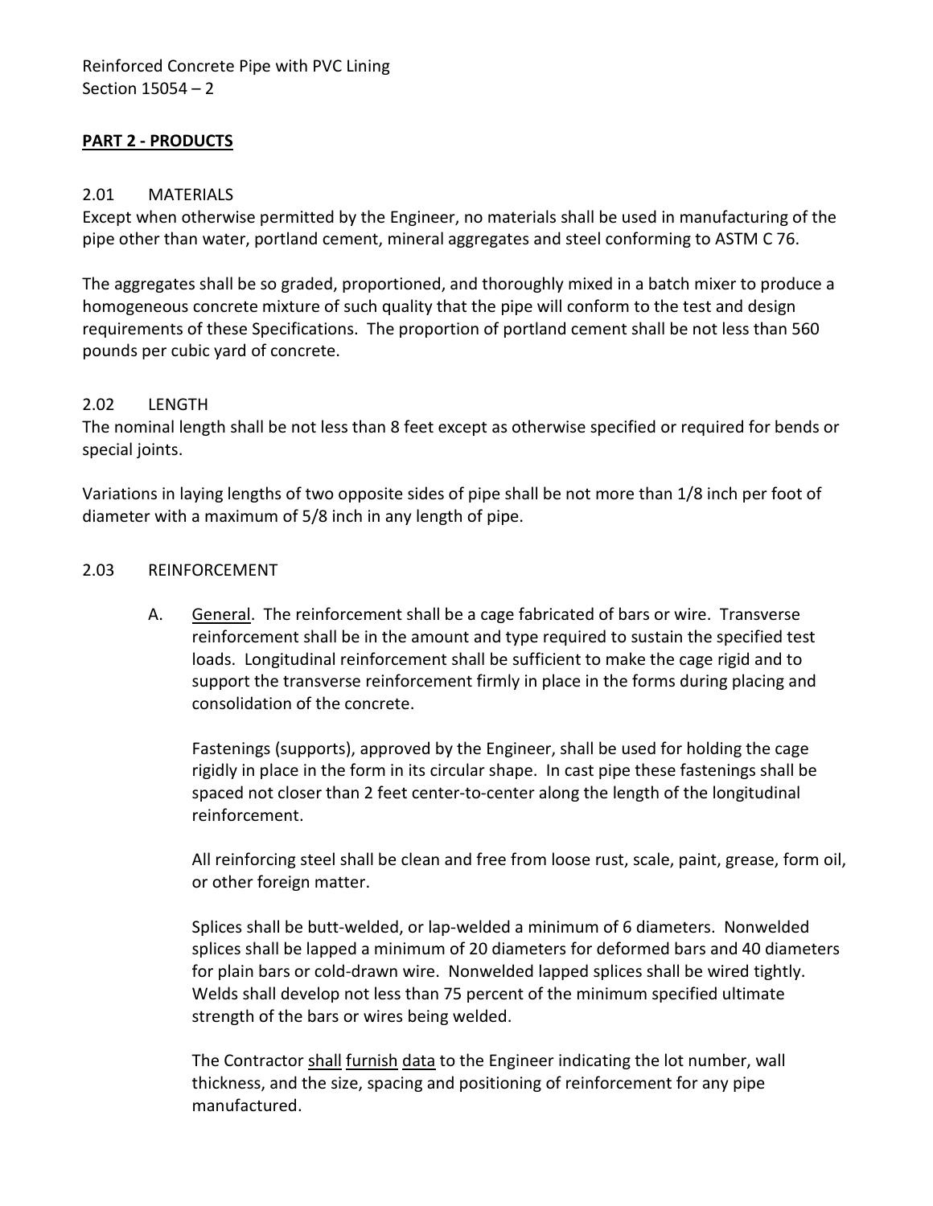## PART 2 - PRODUCTS

### 2.01 MATERIALS

Except when otherwise permitted by the Engineer, no materials shall be used in manufacturing of the pipe other than water, portland cement, mineral aggregates and steel conforming to ASTM C 76.

The aggregates shall be so graded, proportioned, and thoroughly mixed in a batch mixer to produce a homogeneous concrete mixture of such quality that the pipe will conform to the test and design requirements of these Specifications. The proportion of portland cement shall be not less than 560 pounds per cubic yard of concrete.

### 2.02 LENGTH

The nominal length shall be not less than 8 feet except as otherwise specified or required for bends or special joints.

Variations in laying lengths of two opposite sides of pipe shall be not more than 1/8 inch per foot of diameter with a maximum of 5/8 inch in any length of pipe.

### 2.03 REINFORCEMENT

A. General. The reinforcement shall be a cage fabricated of bars or wire. Transverse reinforcement shall be in the amount and type required to sustain the specified test loads. Longitudinal reinforcement shall be sufficient to make the cage rigid and to support the transverse reinforcement firmly in place in the forms during placing and consolidation of the concrete.

   Fastenings (supports), approved by the Engineer, shall be used for holding the cage rigidly in place in the form in its circular shape. In cast pipe these fastenings shall be spaced not closer than 2 feet center-to-center along the length of the longitudinal reinforcement.

   All reinforcing steel shall be clean and free from loose rust, scale, paint, grease, form oil, or other foreign matter.

   Splices shall be butt-welded, or lap-welded a minimum of 6 diameters. Nonwelded splices shall be lapped a minimum of 20 diameters for deformed bars and 40 diameters for plain bars or cold-drawn wire. Nonwelded lapped splices shall be wired tightly. Welds shall develop not less than 75 percent of the minimum specified ultimate strength of the bars or wires being welded.

   The Contractor shall furnish data to the Engineer indicating the lot number, wall thickness, and the size, spacing and positioning of reinforcement for any pipe manufactured.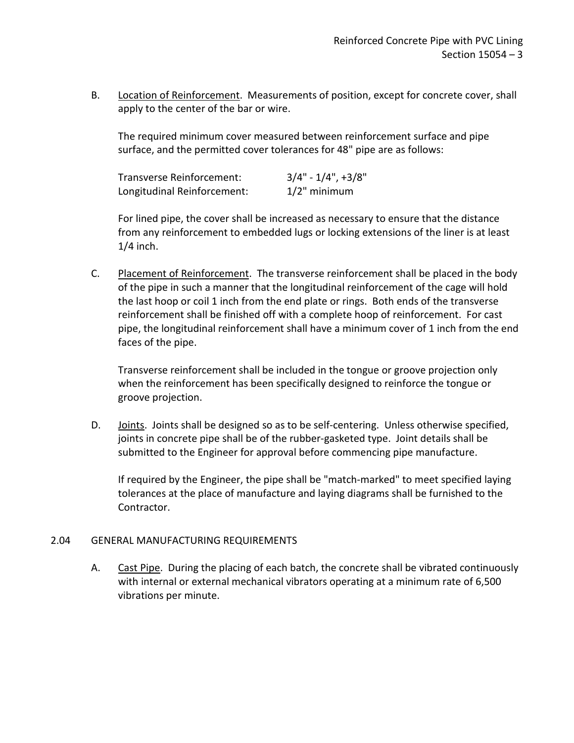B. Location of Reinforcement. Measurements of position, except for concrete cover, shall apply to the center of the bar or wire.

The required minimum cover measured between reinforcement surface and pipe surface, and the permitted cover tolerances for 48" pipe are as follows:

| | |
|---|---|
| Transverse Reinforcement: | 3/4" - 1/4", +3/8" |
| Longitudinal Reinforcement: | 1/2" minimum |

For lined pipe, the cover shall be increased as necessary to ensure that the distance from any reinforcement to embedded lugs or locking extensions of the liner is at least 1/4 inch.

C. Placement of Reinforcement. The transverse reinforcement shall be placed in the body of the pipe in such a manner that the longitudinal reinforcement of the cage will hold the last hoop or coil 1 inch from the end plate or rings. Both ends of the transverse reinforcement shall be finished off with a complete hoop of reinforcement. For cast pipe, the longitudinal reinforcement shall have a minimum cover of 1 inch from the end faces of the pipe.

Transverse reinforcement shall be included in the tongue or groove projection only when the reinforcement has been specifically designed to reinforce the tongue or groove projection.

D. Joints. Joints shall be designed so as to be self-centering. Unless otherwise specified, joints in concrete pipe shall be of the rubber-gasketed type. Joint details shall be submitted to the Engineer for approval before commencing pipe manufacture.

If required by the Engineer, the pipe shall be "match-marked" to meet specified laying tolerances at the place of manufacture and laying diagrams shall be furnished to the Contractor.

## 2.04 GENERAL MANUFACTURING REQUIREMENTS

A. Cast Pipe. During the placing of each batch, the concrete shall be vibrated continuously with internal or external mechanical vibrators operating at a minimum rate of 6,500 vibrations per minute.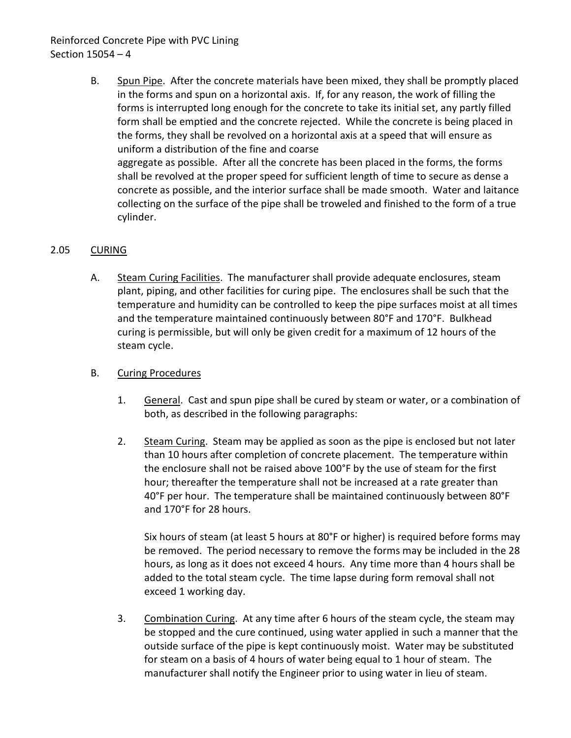B. Spun Pipe. After the concrete materials have been mixed, they shall be promptly placed in the forms and spun on a horizontal axis. If, for any reason, the work of filling the forms is interrupted long enough for the concrete to take its initial set, any partly filled form shall be emptied and the concrete rejected. While the concrete is being placed in the forms, they shall be revolved on a horizontal axis at a speed that will ensure as uniform a distribution of the fine and coarse aggregate as possible. After all the concrete has been placed in the forms, the forms shall be revolved at the proper speed for sufficient length of time to secure as dense a concrete as possible, and the interior surface shall be made smooth. Water and laitance collecting on the surface of the pipe shall be troweled and finished to the form of a true cylinder.

## 2.05 CURING

A. Steam Curing Facilities. The manufacturer shall provide adequate enclosures, steam plant, piping, and other facilities for curing pipe. The enclosures shall be such that the temperature and humidity can be controlled to keep the pipe surfaces moist at all times and the temperature maintained continuously between 80°F and 170°F. Bulkhead curing is permissible, but will only be given credit for a maximum of 12 hours of the steam cycle.

B. Curing Procedures

1. General. Cast and spun pipe shall be cured by steam or water, or a combination of both, as described in the following paragraphs:

2. Steam Curing. Steam may be applied as soon as the pipe is enclosed but not later than 10 hours after completion of concrete placement. The temperature within the enclosure shall not be raised above 100°F by the use of steam for the first hour; thereafter the temperature shall not be increased at a rate greater than 40°F per hour. The temperature shall be maintained continuously between 80°F and 170°F for 28 hours.

   Six hours of steam (at least 5 hours at 80°F or higher) is required before forms may be removed. The period necessary to remove the forms may be included in the 28 hours, as long as it does not exceed 4 hours. Any time more than 4 hours shall be added to the total steam cycle. The time lapse during form removal shall not exceed 1 working day.

3. Combination Curing. At any time after 6 hours of the steam cycle, the steam may be stopped and the cure continued, using water applied in such a manner that the outside surface of the pipe is kept continuously moist. Water may be substituted for steam on a basis of 4 hours of water being equal to 1 hour of steam. The manufacturer shall notify the Engineer prior to using water in lieu of steam.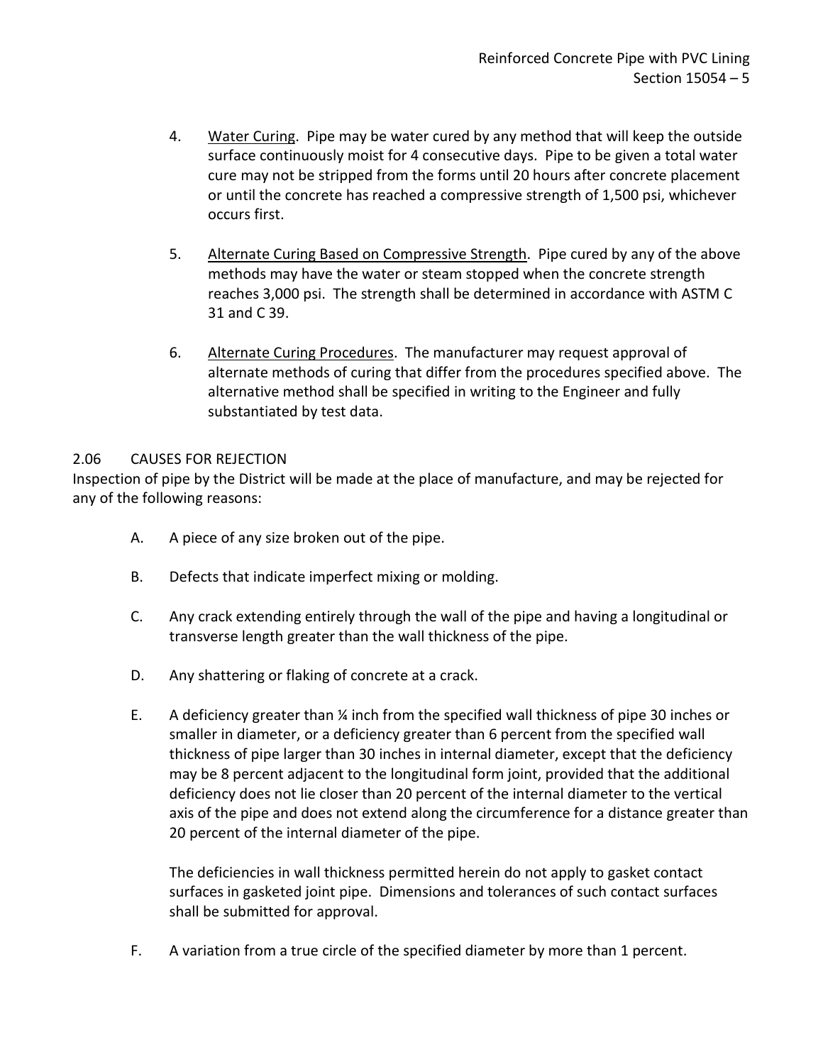4. Water Curing. Pipe may be water cured by any method that will keep the outside surface continuously moist for 4 consecutive days. Pipe to be given a total water cure may not be stripped from the forms until 20 hours after concrete placement or until the concrete has reached a compressive strength of 1,500 psi, whichever occurs first.

5. Alternate Curing Based on Compressive Strength. Pipe cured by any of the above methods may have the water or steam stopped when the concrete strength reaches 3,000 psi. The strength shall be determined in accordance with ASTM C 31 and C 39.

6. Alternate Curing Procedures. The manufacturer may request approval of alternate methods of curing that differ from the procedures specified above. The alternative method shall be specified in writing to the Engineer and fully substantiated by test data.

## 2.06 CAUSES FOR REJECTION

Inspection of pipe by the District will be made at the place of manufacture, and may be rejected for any of the following reasons:

A. A piece of any size broken out of the pipe.

B. Defects that indicate imperfect mixing or molding.

C. Any crack extending entirely through the wall of the pipe and having a longitudinal or transverse length greater than the wall thickness of the pipe.

D. Any shattering or flaking of concrete at a crack.

E. A deficiency greater than ¼ inch from the specified wall thickness of pipe 30 inches or smaller in diameter, or a deficiency greater than 6 percent from the specified wall thickness of pipe larger than 30 inches in internal diameter, except that the deficiency may be 8 percent adjacent to the longitudinal form joint, provided that the additional deficiency does not lie closer than 20 percent of the internal diameter to the vertical axis of the pipe and does not extend along the circumference for a distance greater than 20 percent of the internal diameter of the pipe.

   The deficiencies in wall thickness permitted herein do not apply to gasket contact surfaces in gasketed joint pipe. Dimensions and tolerances of such contact surfaces shall be submitted for approval.

F. A variation from a true circle of the specified diameter by more than 1 percent.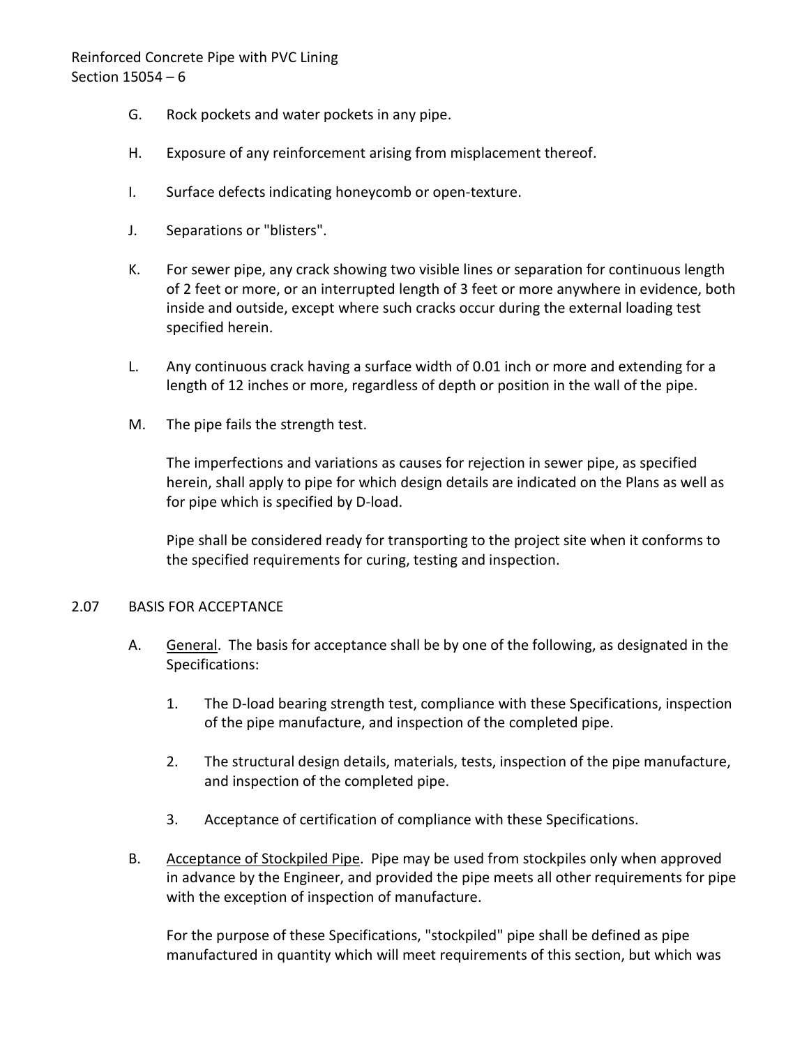G. Rock pockets and water pockets in any pipe.

H. Exposure of any reinforcement arising from misplacement thereof.

I. Surface defects indicating honeycomb or open-texture.

J. Separations or "blisters".

K. For sewer pipe, any crack showing two visible lines or separation for continuous length of 2 feet or more, or an interrupted length of 3 feet or more anywhere in evidence, both inside and outside, except where such cracks occur during the external loading test specified herein.

L. Any continuous crack having a surface width of 0.01 inch or more and extending for a length of 12 inches or more, regardless of depth or position in the wall of the pipe.

M. The pipe fails the strength test.

The imperfections and variations as causes for rejection in sewer pipe, as specified herein, shall apply to pipe for which design details are indicated on the Plans as well as for pipe which is specified by D-load.

Pipe shall be considered ready for transporting to the project site when it conforms to the specified requirements for curing, testing and inspection.

## 2.07 BASIS FOR ACCEPTANCE

A. General. The basis for acceptance shall be by one of the following, as designated in the Specifications:

1. The D-load bearing strength test, compliance with these Specifications, inspection of the pipe manufacture, and inspection of the completed pipe.

2. The structural design details, materials, tests, inspection of the pipe manufacture, and inspection of the completed pipe.

3. Acceptance of certification of compliance with these Specifications.

B. Acceptance of Stockpiled Pipe. Pipe may be used from stockpiles only when approved in advance by the Engineer, and provided the pipe meets all other requirements for pipe with the exception of inspection of manufacture.

For the purpose of these Specifications, "stockpiled" pipe shall be defined as pipe manufactured in quantity which will meet requirements of this section, but which was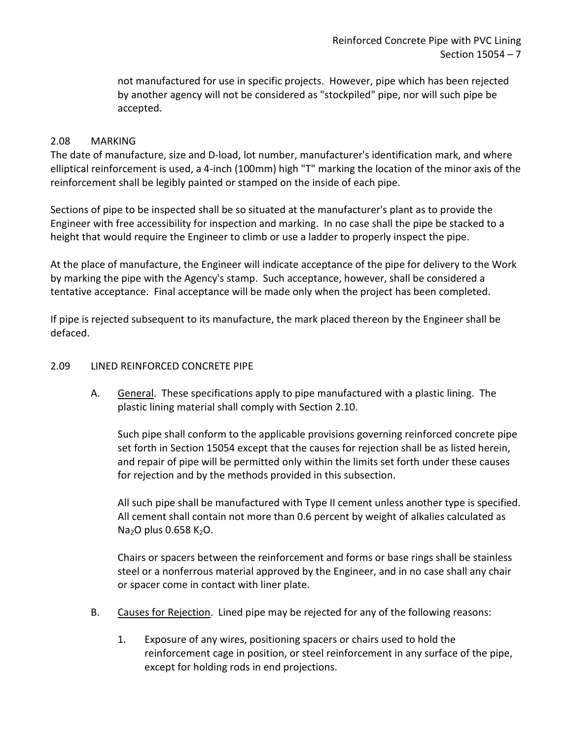not manufactured for use in specific projects. However, pipe which has been rejected by another agency will not be considered as "stockpiled" pipe, nor will such pipe be accepted.

## 2.08 MARKING

The date of manufacture, size and D-load, lot number, manufacturer's identification mark, and where elliptical reinforcement is used, a 4-inch (100mm) high "T" marking the location of the minor axis of the reinforcement shall be legibly painted or stamped on the inside of each pipe.

Sections of pipe to be inspected shall be so situated at the manufacturer's plant as to provide the Engineer with free accessibility for inspection and marking. In no case shall the pipe be stacked to a height that would require the Engineer to climb or use a ladder to properly inspect the pipe.

At the place of manufacture, the Engineer will indicate acceptance of the pipe for delivery to the Work by marking the pipe with the Agency's stamp. Such acceptance, however, shall be considered a tentative acceptance. Final acceptance will be made only when the project has been completed.

If pipe is rejected subsequent to its manufacture, the mark placed thereon by the Engineer shall be defaced.

## 2.09 LINED REINFORCED CONCRETE PIPE

A. General. These specifications apply to pipe manufactured with a plastic lining. The plastic lining material shall comply with Section 2.10.

Such pipe shall conform to the applicable provisions governing reinforced concrete pipe set forth in Section 15054 except that the causes for rejection shall be as listed herein, and repair of pipe will be permitted only within the limits set forth under these causes for rejection and by the methods provided in this subsection.

All such pipe shall be manufactured with Type II cement unless another type is specified. All cement shall contain not more than 0.6 percent by weight of alkalies calculated as $Na_2O$ plus 0.658 $K_2O$.

Chairs or spacers between the reinforcement and forms or base rings shall be stainless steel or a nonferrous material approved by the Engineer, and in no case shall any chair or spacer come in contact with liner plate.

B. Causes for Rejection. Lined pipe may be rejected for any of the following reasons:

1. Exposure of any wires, positioning spacers or chairs used to hold the reinforcement cage in position, or steel reinforcement in any surface of the pipe, except for holding rods in end projections.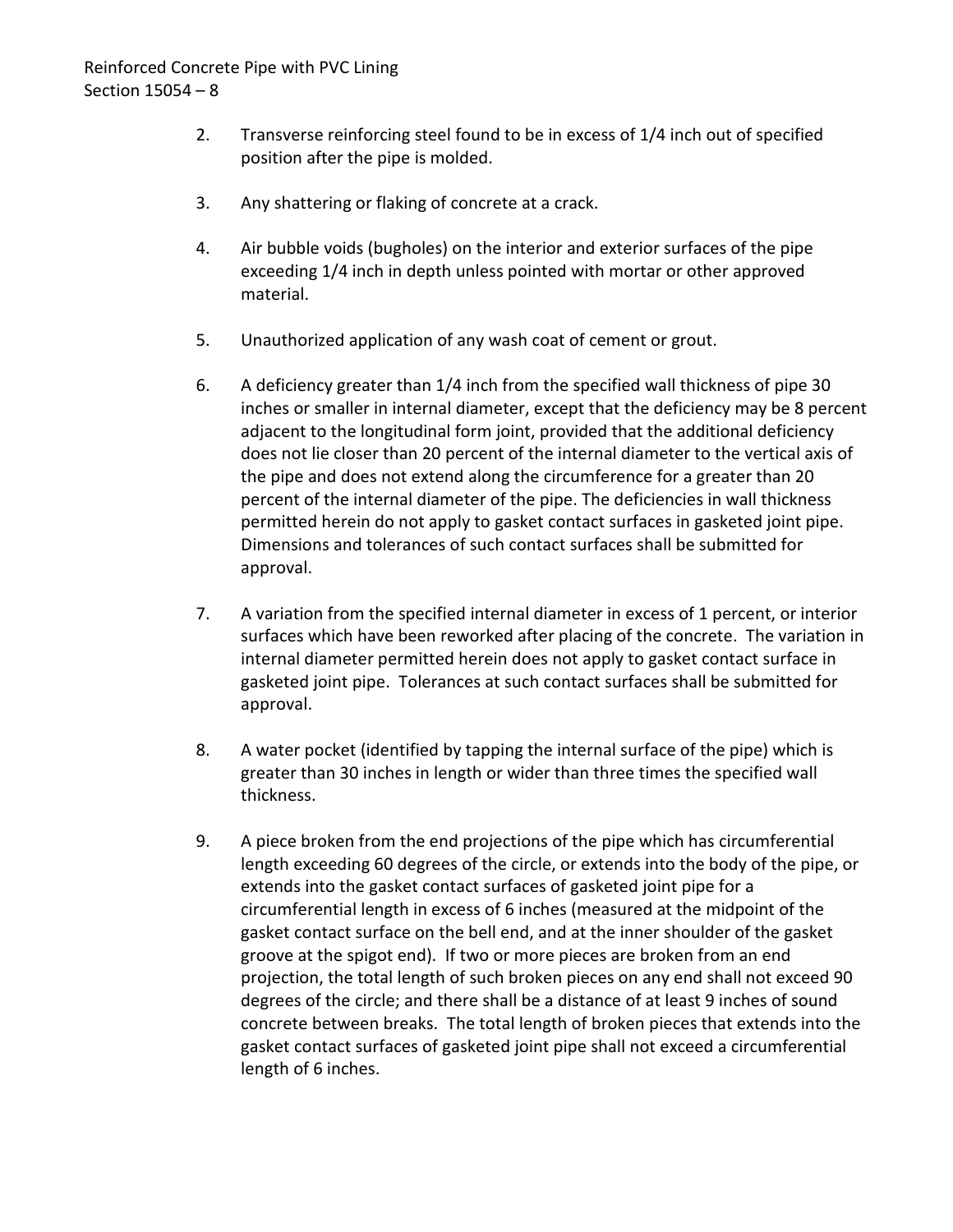2. Transverse reinforcing steel found to be in excess of 1/4 inch out of specified position after the pipe is molded.

3. Any shattering or flaking of concrete at a crack.

4. Air bubble voids (bugholes) on the interior and exterior surfaces of the pipe exceeding 1/4 inch in depth unless pointed with mortar or other approved material.

5. Unauthorized application of any wash coat of cement or grout.

6. A deficiency greater than 1/4 inch from the specified wall thickness of pipe 30 inches or smaller in internal diameter, except that the deficiency may be 8 percent adjacent to the longitudinal form joint, provided that the additional deficiency does not lie closer than 20 percent of the internal diameter to the vertical axis of the pipe and does not extend along the circumference for a greater than 20 percent of the internal diameter of the pipe. The deficiencies in wall thickness permitted herein do not apply to gasket contact surfaces in gasketed joint pipe. Dimensions and tolerances of such contact surfaces shall be submitted for approval.

7. A variation from the specified internal diameter in excess of 1 percent, or interior surfaces which have been reworked after placing of the concrete. The variation in internal diameter permitted herein does not apply to gasket contact surface in gasketed joint pipe. Tolerances at such contact surfaces shall be submitted for approval.

8. A water pocket (identified by tapping the internal surface of the pipe) which is greater than 30 inches in length or wider than three times the specified wall thickness.

9. A piece broken from the end projections of the pipe which has circumferential length exceeding 60 degrees of the circle, or extends into the body of the pipe, or extends into the gasket contact surfaces of gasketed joint pipe for a circumferential length in excess of 6 inches (measured at the midpoint of the gasket contact surface on the bell end, and at the inner shoulder of the gasket groove at the spigot end). If two or more pieces are broken from an end projection, the total length of such broken pieces on any end shall not exceed 90 degrees of the circle; and there shall be a distance of at least 9 inches of sound concrete between breaks. The total length of broken pieces that extends into the gasket contact surfaces of gasketed joint pipe shall not exceed a circumferential length of 6 inches.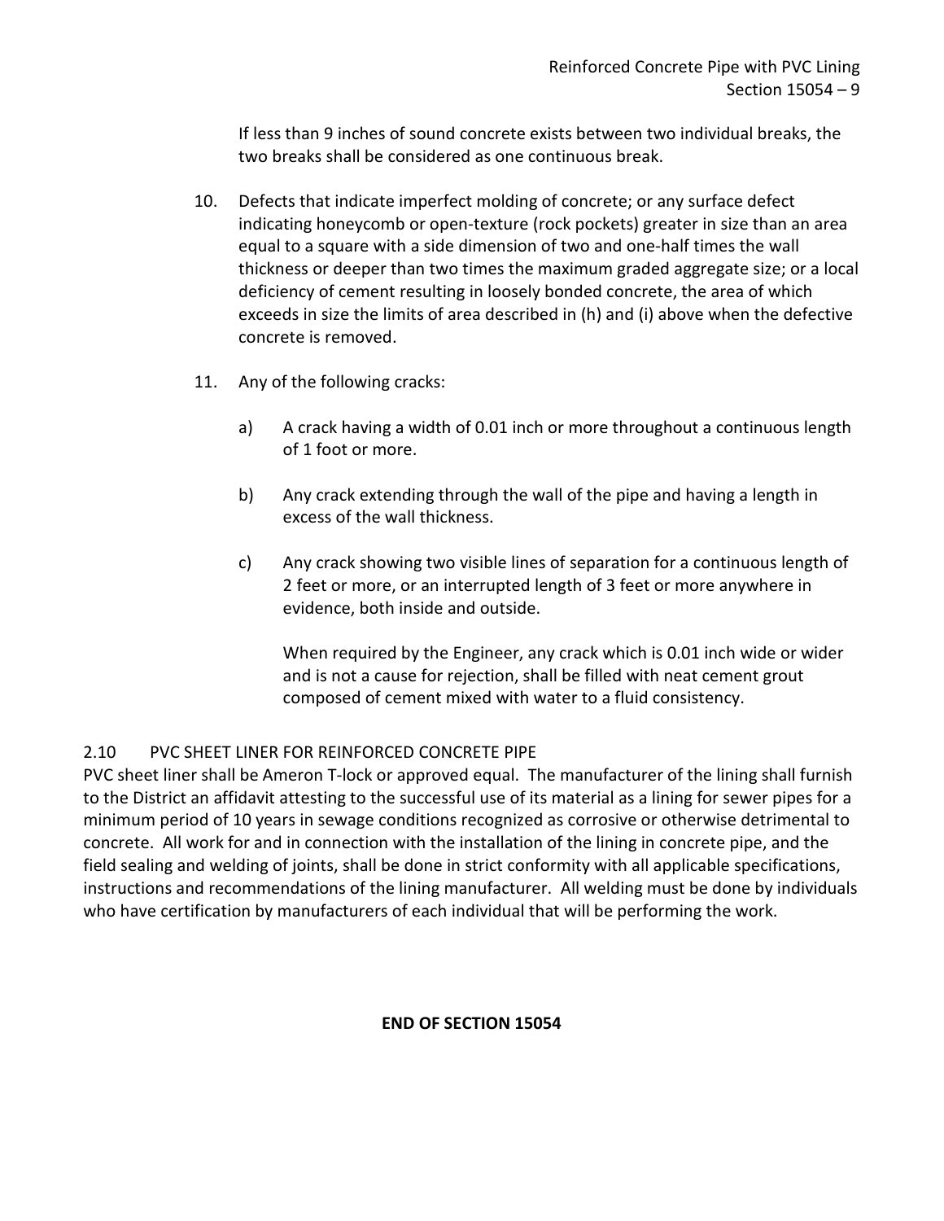If less than 9 inches of sound concrete exists between two individual breaks, the two breaks shall be considered as one continuous break.

10. Defects that indicate imperfect molding of concrete; or any surface defect indicating honeycomb or open-texture (rock pockets) greater in size than an area equal to a square with a side dimension of two and one-half times the wall thickness or deeper than two times the maximum graded aggregate size; or a local deficiency of cement resulting in loosely bonded concrete, the area of which exceeds in size the limits of area described in (h) and (i) above when the defective concrete is removed.

11. Any of the following cracks:

    a) A crack having a width of 0.01 inch or more throughout a continuous length of 1 foot or more.

    b) Any crack extending through the wall of the pipe and having a length in excess of the wall thickness.

    c) Any crack showing two visible lines of separation for a continuous length of 2 feet or more, or an interrupted length of 3 feet or more anywhere in evidence, both inside and outside.

       When required by the Engineer, any crack which is 0.01 inch wide or wider and is not a cause for rejection, shall be filled with neat cement grout composed of cement mixed with water to a fluid consistency.

## 2.10 PVC SHEET LINER FOR REINFORCED CONCRETE PIPE

PVC sheet liner shall be Ameron T-lock or approved equal. The manufacturer of the lining shall furnish to the District an affidavit attesting to the successful use of its material as a lining for sewer pipes for a minimum period of 10 years in sewage conditions recognized as corrosive or otherwise detrimental to concrete. All work for and in connection with the installation of the lining in concrete pipe, and the field sealing and welding of joints, shall be done in strict conformity with all applicable specifications, instructions and recommendations of the lining manufacturer. All welding must be done by individuals who have certification by manufacturers of each individual that will be performing the work.

**END OF SECTION 15054**